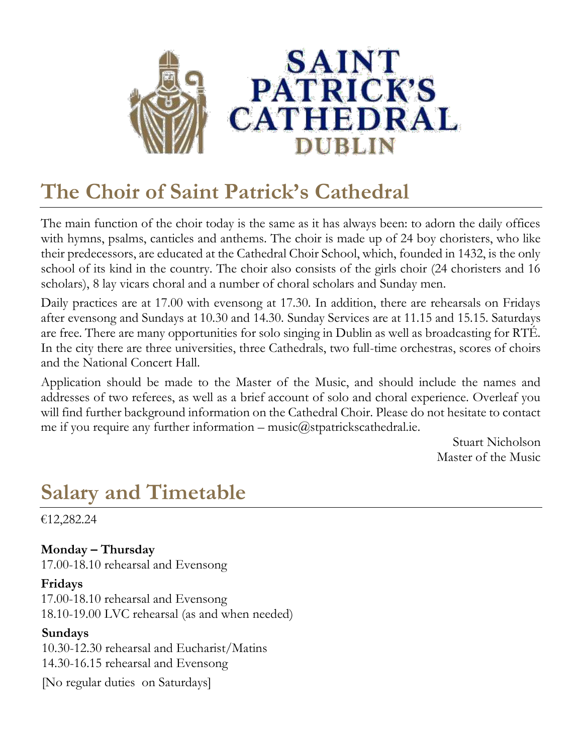SAINT PATRICK'S CATHEDRAL DUBLIN

# The Choir of Saint Patrick's Cathedral

The main function of the choir today is the same as it has always been: to adorn the daily offices with hymns, psalms, canticles and anthems. The choir is made up of 24 boy choristers, who like their predecessors, are educated at the Cathedral Choir School, which, founded in 1432, is the only school of its kind in the country. The choir also consists of the girls choir (24 choristers and 16 scholars), 8 lay vicars choral and a number of choral scholars and Sunday men.

Daily practices are at 17.00 with evensong at 17.30. In addition, there are rehearsals on Fridays after evensong and Sundays at 10.30 and 14.30. Sunday Services are at 11.15 and 15.15. Saturdays are free. There are many opportunities for solo singing in Dublin as well as broadcasting for RTÉ. In the city there are three universities, three Cathedrals, two full-time orchestras, scores of choirs and the National Concert Hall.

Application should be made to the Master of the Music, and should include the names and addresses of two referees, as well as a brief account of solo and choral experience. Overleaf you will find further background information on the Cathedral Choir. Please do not hesitate to contact me if you require any further information – music@stpatrickscathedral.ie.

Stuart Nicholson
Master of the Music

# Salary and Timetable

€12,282.24

**Monday – Thursday**
17.00-18.10 rehearsal and Evensong

**Fridays**
17.00-18.10 rehearsal and Evensong
18.10-19.00 LVC rehearsal (as and when needed)

**Sundays**
10.30-12.30 rehearsal and Eucharist/Matins
14.30-16.15 rehearsal and Evensong

[No regular duties on Saturdays]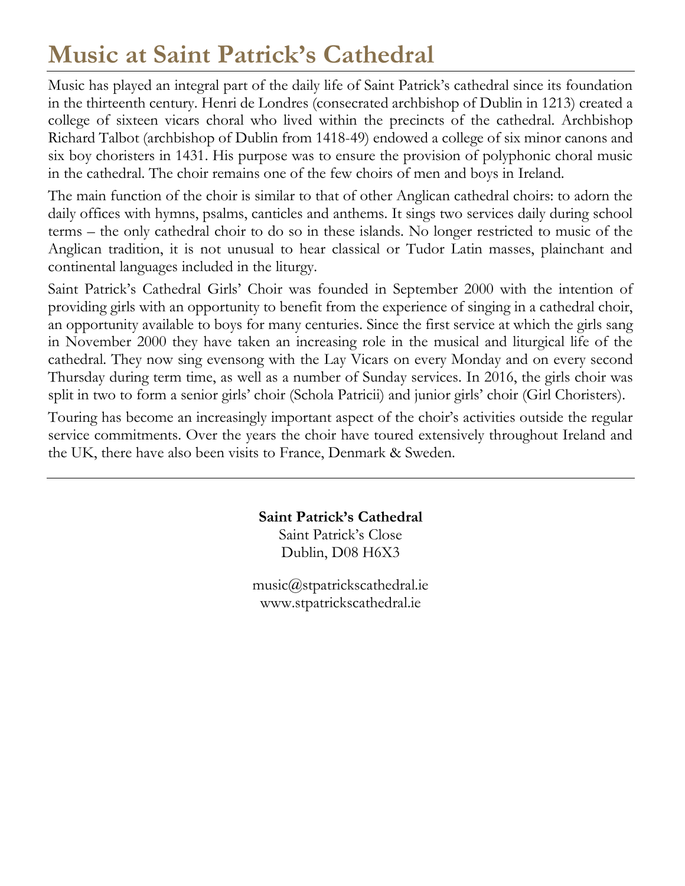# Music at Saint Patrick's Cathedral

Music has played an integral part of the daily life of Saint Patrick's cathedral since its foundation in the thirteenth century. Henri de Londres (consecrated archbishop of Dublin in 1213) created a college of sixteen vicars choral who lived within the precincts of the cathedral. Archbishop Richard Talbot (archbishop of Dublin from 1418-49) endowed a college of six minor canons and six boy choristers in 1431. His purpose was to ensure the provision of polyphonic choral music in the cathedral. The choir remains one of the few choirs of men and boys in Ireland.

The main function of the choir is similar to that of other Anglican cathedral choirs: to adorn the daily offices with hymns, psalms, canticles and anthems. It sings two services daily during school terms – the only cathedral choir to do so in these islands. No longer restricted to music of the Anglican tradition, it is not unusual to hear classical or Tudor Latin masses, plainchant and continental languages included in the liturgy.

Saint Patrick's Cathedral Girls' Choir was founded in September 2000 with the intention of providing girls with an opportunity to benefit from the experience of singing in a cathedral choir, an opportunity available to boys for many centuries. Since the first service at which the girls sang in November 2000 they have taken an increasing role in the musical and liturgical life of the cathedral. They now sing evensong with the Lay Vicars on every Monday and on every second Thursday during term time, as well as a number of Sunday services. In 2016, the girls choir was split in two to form a senior girls' choir (Schola Patricii) and junior girls' choir (Girl Choristers).

Touring has become an increasingly important aspect of the choir's activities outside the regular service commitments. Over the years the choir have toured extensively throughout Ireland and the UK, there have also been visits to France, Denmark & Sweden.

---

**Saint Patrick's Cathedral**
Saint Patrick's Close
Dublin, D08 H6X3

music@stpatrickscathedral.ie
www.stpatrickscathedral.ie